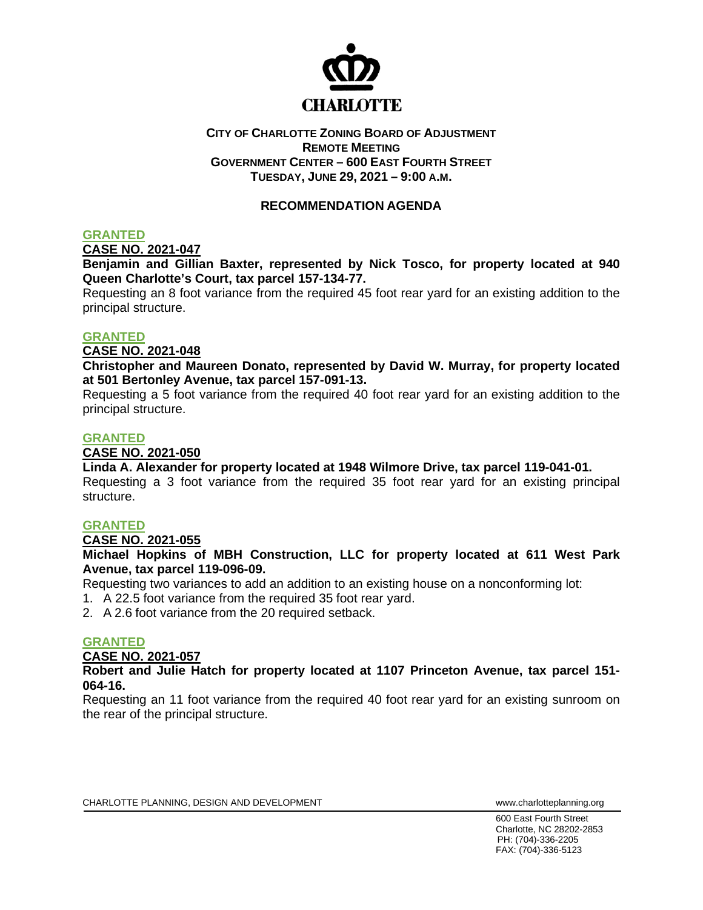CHARLOTTE

**CITY OF CHARLOTTE ZONING BOARD OF ADJUSTMENT**
**REMOTE MEETING**
**GOVERNMENT CENTER – 600 EAST FOURTH STREET**
**TUESDAY, JUNE 29, 2021 – 9:00 A.M.**

## RECOMMENDATION AGENDA

**GRANTED**

**CASE NO. 2021-047**

**Benjamin and Gillian Baxter, represented by Nick Tosco, for property located at 940 Queen Charlotte's Court, tax parcel 157-134-77.**

Requesting an 8 foot variance from the required 45 foot rear yard for an existing addition to the principal structure.

**GRANTED**

**CASE NO. 2021-048**

**Christopher and Maureen Donato, represented by David W. Murray, for property located at 501 Bertonley Avenue, tax parcel 157-091-13.**

Requesting a 5 foot variance from the required 40 foot rear yard for an existing addition to the principal structure.

**GRANTED**

**CASE NO. 2021-050**

**Linda A. Alexander for property located at 1948 Wilmore Drive, tax parcel 119-041-01.**

Requesting a 3 foot variance from the required 35 foot rear yard for an existing principal structure.

**GRANTED**

**CASE NO. 2021-055**

**Michael Hopkins of MBH Construction, LLC for property located at 611 West Park Avenue, tax parcel 119-096-09.**

Requesting two variances to add an addition to an existing house on a nonconforming lot:

1. A 22.5 foot variance from the required 35 foot rear yard.
2. A 2.6 foot variance from the 20 required setback.

**GRANTED**

**CASE NO. 2021-057**

**Robert and Julie Hatch for property located at 1107 Princeton Avenue, tax parcel 151-064-16.**

Requesting an 11 foot variance from the required 40 foot rear yard for an existing sunroom on the rear of the principal structure.

CHARLOTTE PLANNING, DESIGN AND DEVELOPMENT www.charlotteplanning.org

600 East Fourth Street
Charlotte, NC 28202-2853
PH: (704)-336-2205
FAX: (704)-336-5123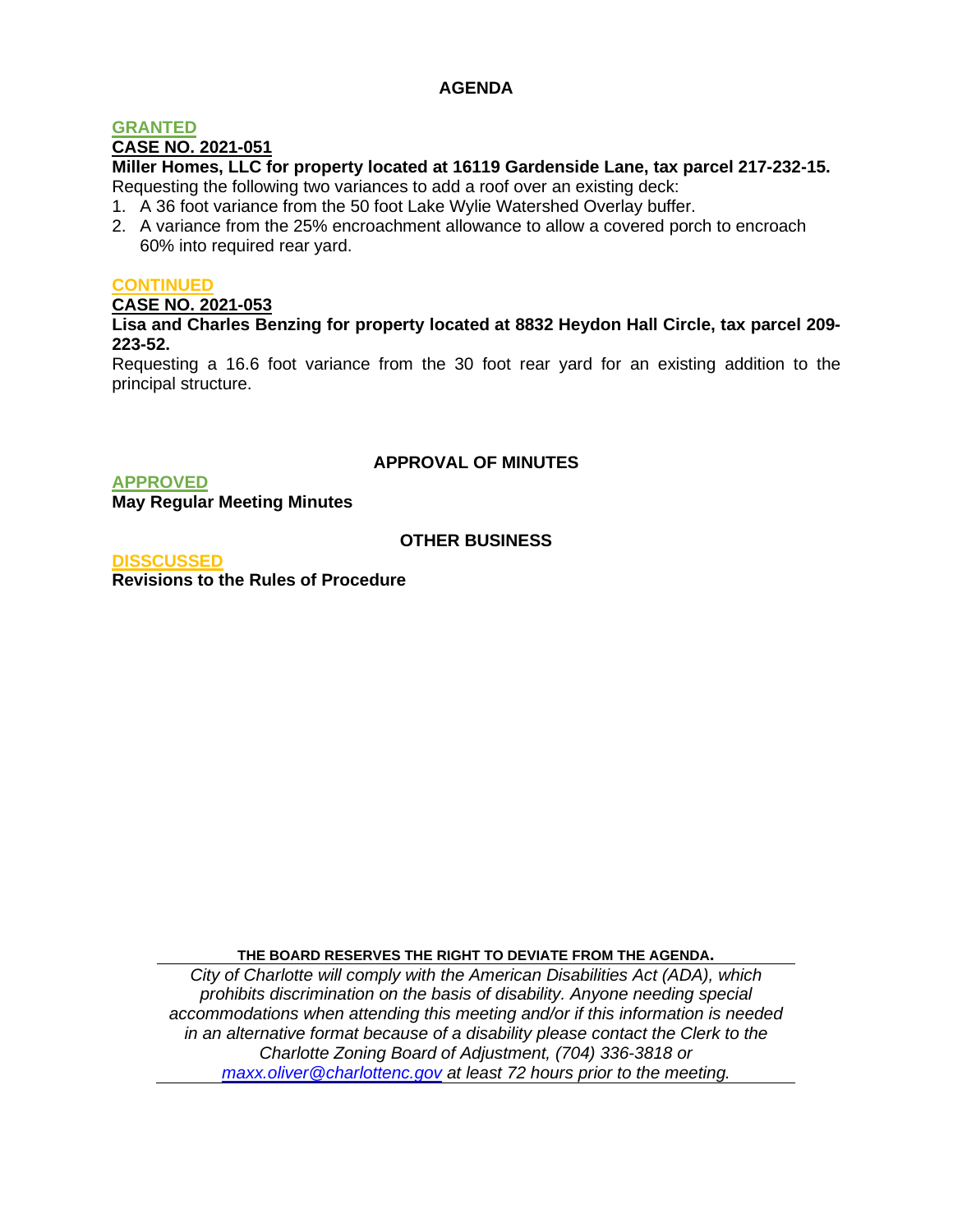## AGENDA

**GRANTED**

**CASE NO. 2021-051**

**Miller Homes, LLC for property located at 16119 Gardenside Lane, tax parcel 217-232-15.**
Requesting the following two variances to add a roof over an existing deck:

1. A 36 foot variance from the 50 foot Lake Wylie Watershed Overlay buffer.
2. A variance from the 25% encroachment allowance to allow a covered porch to encroach 60% into required rear yard.

**CONTINUED**

**CASE NO. 2021-053**

**Lisa and Charles Benzing for property located at 8832 Heydon Hall Circle, tax parcel 209-223-52.**
Requesting a 16.6 foot variance from the 30 foot rear yard for an existing addition to the principal structure.

## APPROVAL OF MINUTES

**APPROVED**

**May Regular Meeting Minutes**

## OTHER BUSINESS

**DISSCUSSED**

**Revisions to the Rules of Procedure**

**THE BOARD RESERVES THE RIGHT TO DEVIATE FROM THE AGENDA.**

*City of Charlotte will comply with the American Disabilities Act (ADA), which prohibits discrimination on the basis of disability. Anyone needing special accommodations when attending this meeting and/or if this information is needed in an alternative format because of a disability please contact the Clerk to the Charlotte Zoning Board of Adjustment, (704) 336-3818 or maxx.oliver@charlottenc.gov at least 72 hours prior to the meeting.*